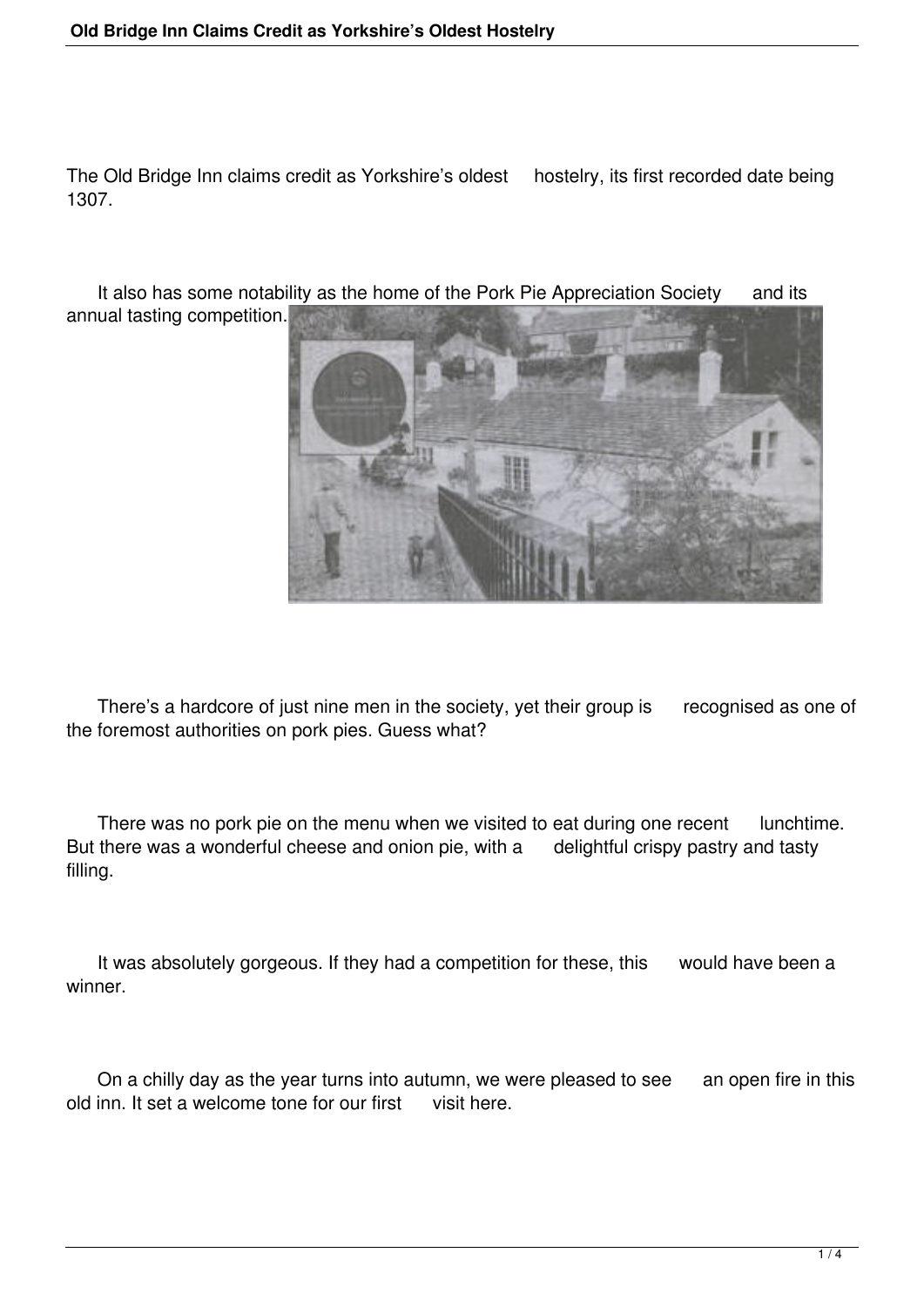The Old Bridge Inn claims credit as Yorkshire's oldest hostelry, its first recorded date being 1307.

It also has some notability as the home of the Pork Pie Appreciation Society and its annual tasting competition.

There's a hardcore of just nine men in the society, yet their group is recognised as one of the foremost authorities on pork pies. Guess what?

There was no pork pie on the menu when we visited to eat during one recent lunchtime. But there was a wonderful cheese and onion pie, with a delightful crispy pastry and tasty filling.

It was absolutely gorgeous. If they had a competition for these, this would have been a winner.

On a chilly day as the year turns into autumn, we were pleased to see an open fire in this old inn. It set a welcome tone for our first visit here.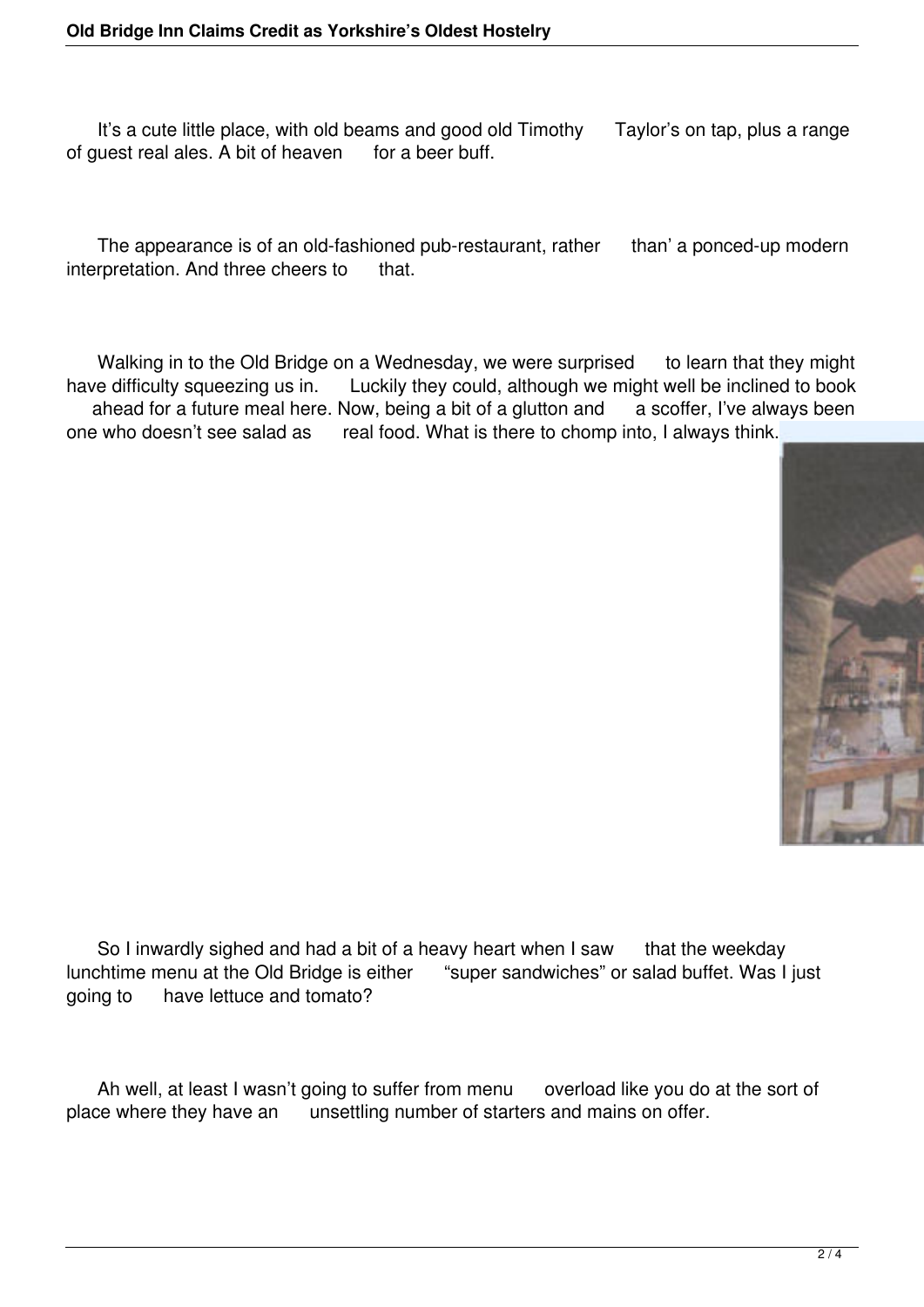It's a cute little place, with old beams and good old Timothy Taylor's on tap, plus a range of guest real ales. A bit of heaven for a beer buff.

The appearance is of an old-fashioned pub-restaurant, rather than' a ponced-up modern interpretation. And three cheers to that.

Walking in to the Old Bridge on a Wednesday, we were surprised to learn that they might have difficulty squeezing us in. Luckily they could, although we might well be inclined to book ahead for a future meal here. Now, being a bit of a glutton and a scoffer, I've always been one who doesn't see salad as real food. What is there to chomp into, I always think.

So I inwardly sighed and had a bit of a heavy heart when I saw that the weekday lunchtime menu at the Old Bridge is either "super sandwiches" or salad buffet. Was I just going to have lettuce and tomato?

Ah well, at least I wasn't going to suffer from menu overload like you do at the sort of place where they have an unsettling number of starters and mains on offer.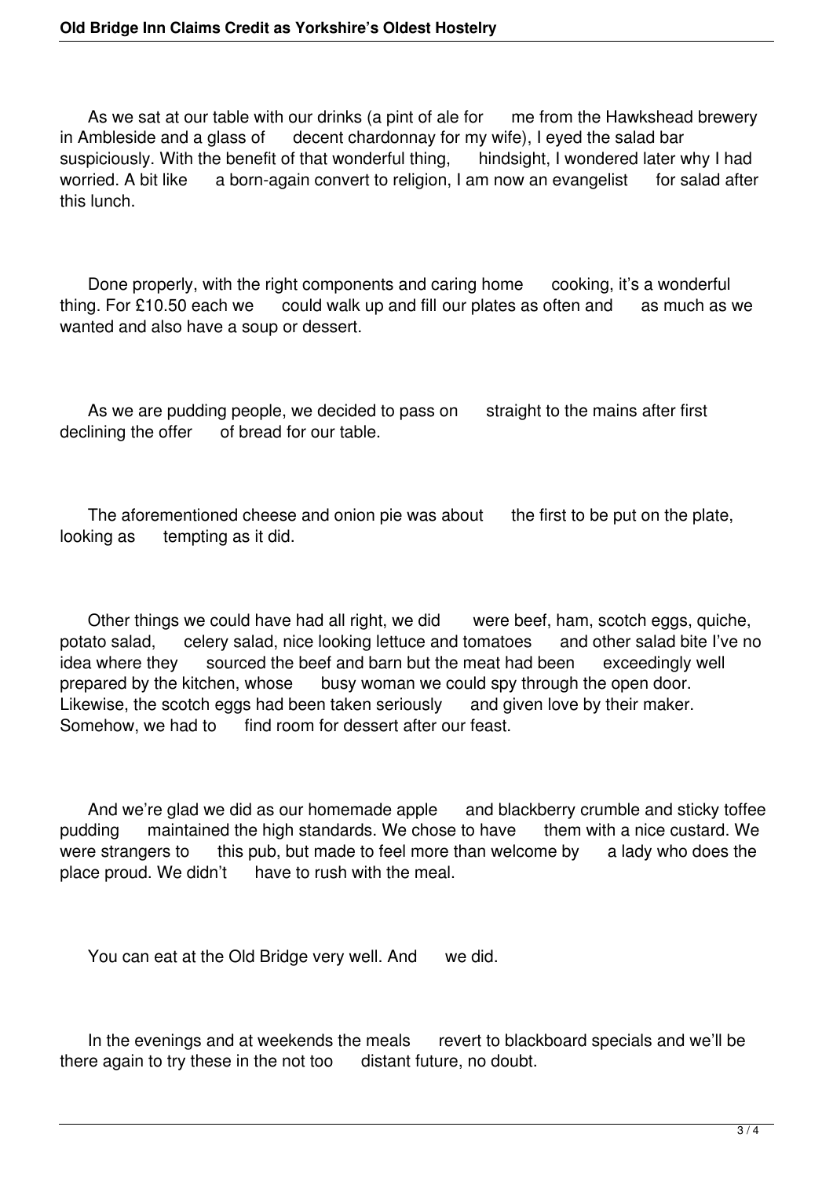As we sat at our table with our drinks (a pint of ale for me from the Hawkshead brewery in Ambleside and a glass of decent chardonnay for my wife), I eyed the salad bar suspiciously. With the benefit of that wonderful thing, hindsight, I wondered later why I had worried. A bit like a born-again convert to religion, I am now an evangelist for salad after this lunch.

Done properly, with the right components and caring home cooking, it's a wonderful thing. For £10.50 each we could walk up and fill our plates as often and as much as we wanted and also have a soup or dessert.

As we are pudding people, we decided to pass on straight to the mains after first declining the offer of bread for our table.

The aforementioned cheese and onion pie was about the first to be put on the plate, looking as tempting as it did.

Other things we could have had all right, we did were beef, ham, scotch eggs, quiche, potato salad, celery salad, nice looking lettuce and tomatoes and other salad bite I've no idea where they sourced the beef and barn but the meat had been exceedingly well prepared by the kitchen, whose busy woman we could spy through the open door. Likewise, the scotch eggs had been taken seriously and given love by their maker. Somehow, we had to find room for dessert after our feast.

And we're glad we did as our homemade apple and blackberry crumble and sticky toffee pudding maintained the high standards. We chose to have them with a nice custard. We were strangers to this pub, but made to feel more than welcome by a lady who does the place proud. We didn't have to rush with the meal.

You can eat at the Old Bridge very well. And we did.

In the evenings and at weekends the meals revert to blackboard specials and we'll be there again to try these in the not too distant future, no doubt.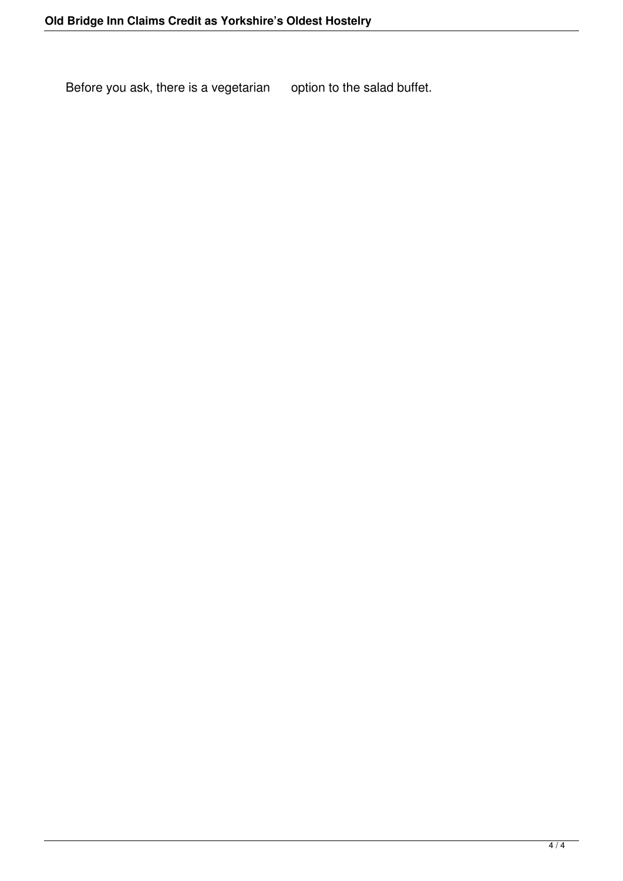Before you ask, there is a vegetarian option to the salad buffet.